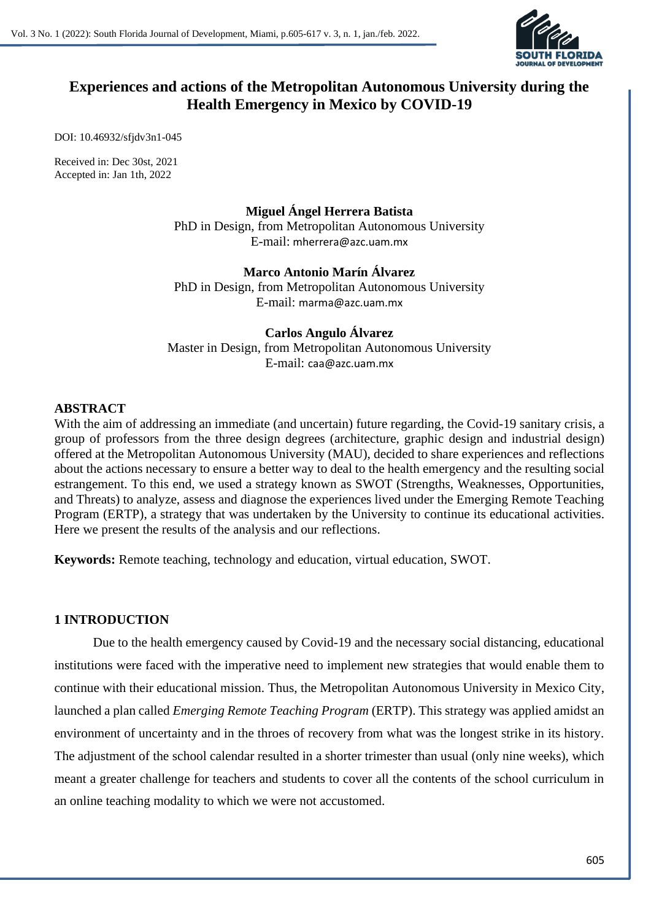# Experiences and actions of the Metropolitan Autonomous University during the Health Emergency in Mexico by COVID-19

DOI: 10.46932/sfjdv3n1-045

Received in: Dec 30st, 2021
Accepted in: Jan 1th, 2022

**Miguel Ángel Herrera Batista**
PhD in Design, from Metropolitan Autonomous University
E-mail: mherrera@azc.uam.mx

**Marco Antonio Marín Álvarez**
PhD in Design, from Metropolitan Autonomous University
E-mail: marma@azc.uam.mx

**Carlos Angulo Álvarez**
Master in Design, from Metropolitan Autonomous University
E-mail: caa@azc.uam.mx

## ABSTRACT

With the aim of addressing an immediate (and uncertain) future regarding, the Covid-19 sanitary crisis, a group of professors from the three design degrees (architecture, graphic design and industrial design) offered at the Metropolitan Autonomous University (MAU), decided to share experiences and reflections about the actions necessary to ensure a better way to deal to the health emergency and the resulting social estrangement. To this end, we used a strategy known as SWOT (Strengths, Weaknesses, Opportunities, and Threats) to analyze, assess and diagnose the experiences lived under the Emerging Remote Teaching Program (ERTP), a strategy that was undertaken by the University to continue its educational activities. Here we present the results of the analysis and our reflections.

**Keywords:** Remote teaching, technology and education, virtual education, SWOT.

## 1 INTRODUCTION

Due to the health emergency caused by Covid-19 and the necessary social distancing, educational institutions were faced with the imperative need to implement new strategies that would enable them to continue with their educational mission. Thus, the Metropolitan Autonomous University in Mexico City, launched a plan called *Emerging Remote Teaching Program* (ERTP). This strategy was applied amidst an environment of uncertainty and in the throes of recovery from what was the longest strike in its history. The adjustment of the school calendar resulted in a shorter trimester than usual (only nine weeks), which meant a greater challenge for teachers and students to cover all the contents of the school curriculum in an online teaching modality to which we were not accustomed.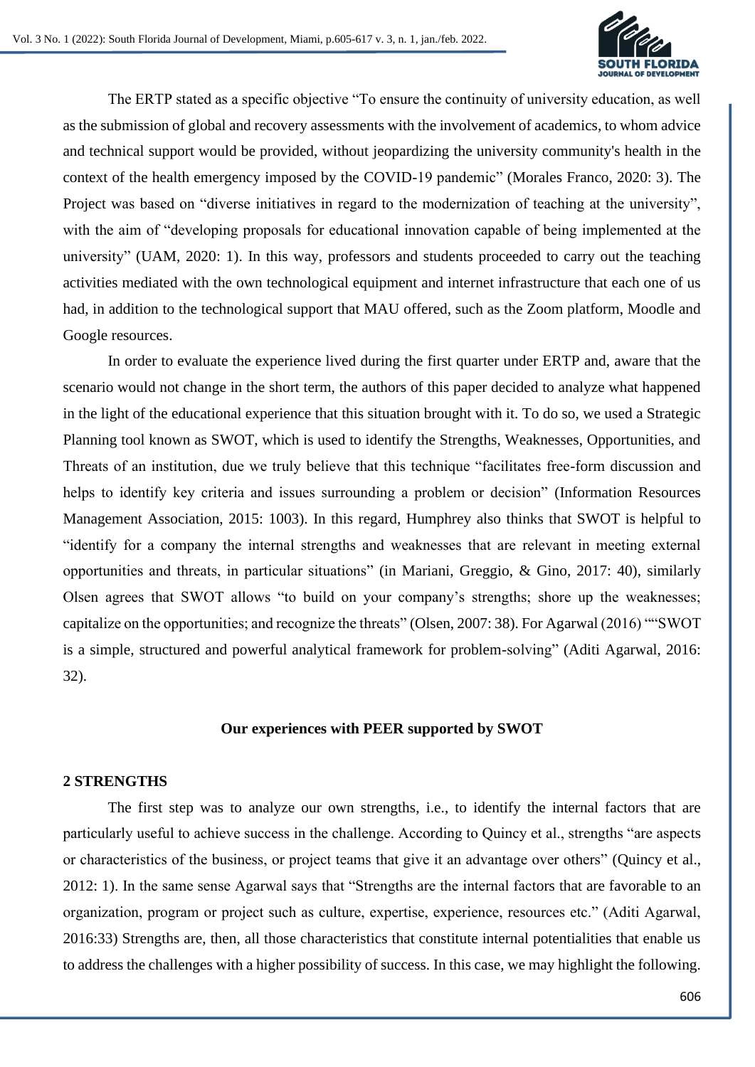The ERTP stated as a specific objective "To ensure the continuity of university education, as well as the submission of global and recovery assessments with the involvement of academics, to whom advice and technical support would be provided, without jeopardizing the university community's health in the context of the health emergency imposed by the COVID-19 pandemic" (Morales Franco, 2020: 3). The Project was based on "diverse initiatives in regard to the modernization of teaching at the university", with the aim of "developing proposals for educational innovation capable of being implemented at the university" (UAM, 2020: 1). In this way, professors and students proceeded to carry out the teaching activities mediated with the own technological equipment and internet infrastructure that each one of us had, in addition to the technological support that MAU offered, such as the Zoom platform, Moodle and Google resources.

In order to evaluate the experience lived during the first quarter under ERTP and, aware that the scenario would not change in the short term, the authors of this paper decided to analyze what happened in the light of the educational experience that this situation brought with it. To do so, we used a Strategic Planning tool known as SWOT, which is used to identify the Strengths, Weaknesses, Opportunities, and Threats of an institution, due we truly believe that this technique "facilitates free-form discussion and helps to identify key criteria and issues surrounding a problem or decision" (Information Resources Management Association, 2015: 1003). In this regard, Humphrey also thinks that SWOT is helpful to "identify for a company the internal strengths and weaknesses that are relevant in meeting external opportunities and threats, in particular situations" (in Mariani, Greggio, & Gino, 2017: 40), similarly Olsen agrees that SWOT allows "to build on your company's strengths; shore up the weaknesses; capitalize on the opportunities; and recognize the threats" (Olsen, 2007: 38). For Agarwal (2016) ""SWOT is a simple, structured and powerful analytical framework for problem-solving" (Aditi Agarwal, 2016: 32).

**Our experiences with PEER supported by SWOT**

## 2 STRENGTHS

The first step was to analyze our own strengths, i.e., to identify the internal factors that are particularly useful to achieve success in the challenge. According to Quincy et al., strengths "are aspects or characteristics of the business, or project teams that give it an advantage over others" (Quincy et al., 2012: 1). In the same sense Agarwal says that "Strengths are the internal factors that are favorable to an organization, program or project such as culture, expertise, experience, resources etc." (Aditi Agarwal, 2016:33) Strengths are, then, all those characteristics that constitute internal potentialities that enable us to address the challenges with a higher possibility of success. In this case, we may highlight the following.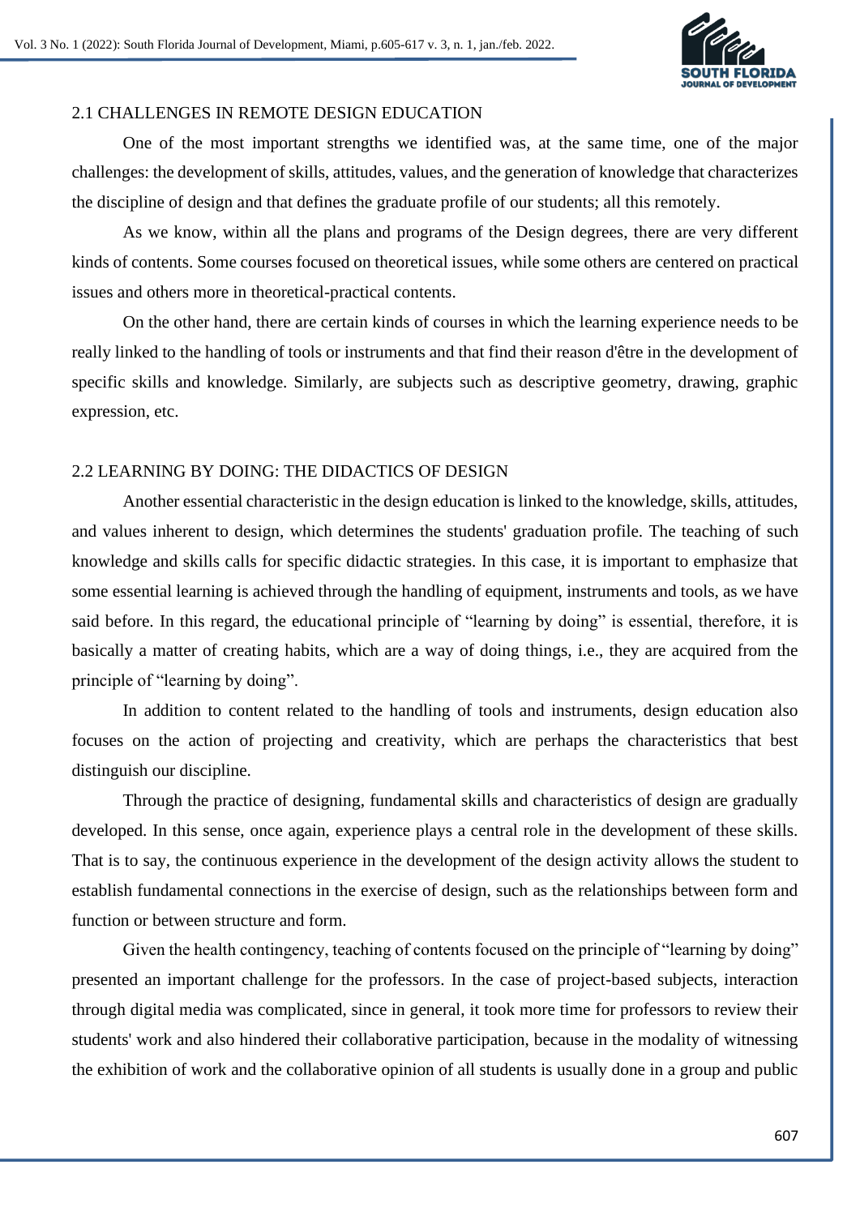## 2.1 CHALLENGES IN REMOTE DESIGN EDUCATION

One of the most important strengths we identified was, at the same time, one of the major challenges: the development of skills, attitudes, values, and the generation of knowledge that characterizes the discipline of design and that defines the graduate profile of our students; all this remotely.

As we know, within all the plans and programs of the Design degrees, there are very different kinds of contents. Some courses focused on theoretical issues, while some others are centered on practical issues and others more in theoretical-practical contents.

On the other hand, there are certain kinds of courses in which the learning experience needs to be really linked to the handling of tools or instruments and that find their reason d'être in the development of specific skills and knowledge. Similarly, are subjects such as descriptive geometry, drawing, graphic expression, etc.

## 2.2 LEARNING BY DOING: THE DIDACTICS OF DESIGN

Another essential characteristic in the design education is linked to the knowledge, skills, attitudes, and values inherent to design, which determines the students' graduation profile. The teaching of such knowledge and skills calls for specific didactic strategies. In this case, it is important to emphasize that some essential learning is achieved through the handling of equipment, instruments and tools, as we have said before. In this regard, the educational principle of "learning by doing" is essential, therefore, it is basically a matter of creating habits, which are a way of doing things, i.e., they are acquired from the principle of "learning by doing".

In addition to content related to the handling of tools and instruments, design education also focuses on the action of projecting and creativity, which are perhaps the characteristics that best distinguish our discipline.

Through the practice of designing, fundamental skills and characteristics of design are gradually developed. In this sense, once again, experience plays a central role in the development of these skills. That is to say, the continuous experience in the development of the design activity allows the student to establish fundamental connections in the exercise of design, such as the relationships between form and function or between structure and form.

Given the health contingency, teaching of contents focused on the principle of "learning by doing" presented an important challenge for the professors. In the case of project-based subjects, interaction through digital media was complicated, since in general, it took more time for professors to review their students' work and also hindered their collaborative participation, because in the modality of witnessing the exhibition of work and the collaborative opinion of all students is usually done in a group and public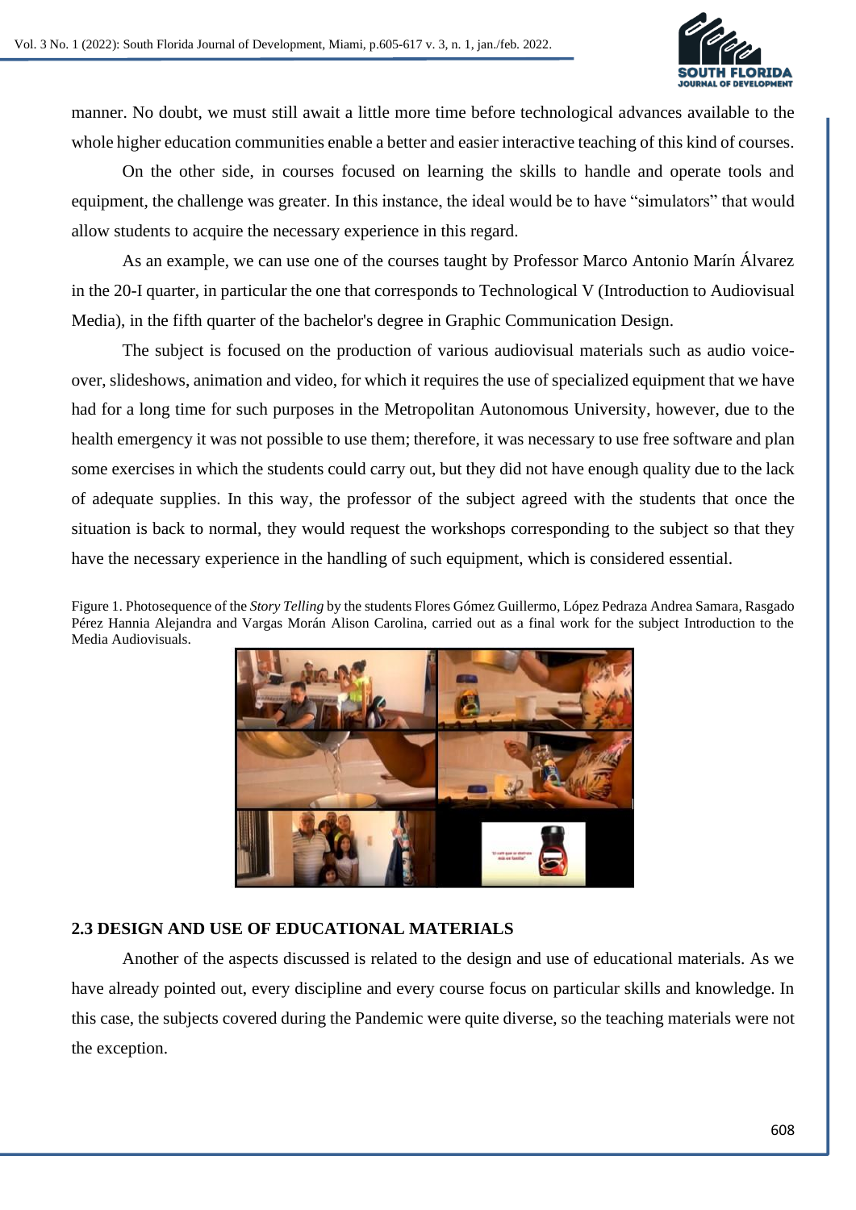manner. No doubt, we must still await a little more time before technological advances available to the whole higher education communities enable a better and easier interactive teaching of this kind of courses.

On the other side, in courses focused on learning the skills to handle and operate tools and equipment, the challenge was greater. In this instance, the ideal would be to have "simulators" that would allow students to acquire the necessary experience in this regard.

As an example, we can use one of the courses taught by Professor Marco Antonio Marín Álvarez in the 20-I quarter, in particular the one that corresponds to Technological V (Introduction to Audiovisual Media), in the fifth quarter of the bachelor's degree in Graphic Communication Design.

The subject is focused on the production of various audiovisual materials such as audio voice-over, slideshows, animation and video, for which it requires the use of specialized equipment that we have had for a long time for such purposes in the Metropolitan Autonomous University, however, due to the health emergency it was not possible to use them; therefore, it was necessary to use free software and plan some exercises in which the students could carry out, but they did not have enough quality due to the lack of adequate supplies. In this way, the professor of the subject agreed with the students that once the situation is back to normal, they would request the workshops corresponding to the subject so that they have the necessary experience in the handling of such equipment, which is considered essential.

Figure 1. Photosequence of the *Story Telling* by the students Flores Gómez Guillermo, López Pedraza Andrea Samara, Rasgado Pérez Hannia Alejandra and Vargas Morán Alison Carolina, carried out as a final work for the subject Introduction to the Media Audiovisuals.

## 2.3 DESIGN AND USE OF EDUCATIONAL MATERIALS

Another of the aspects discussed is related to the design and use of educational materials. As we have already pointed out, every discipline and every course focus on particular skills and knowledge. In this case, the subjects covered during the Pandemic were quite diverse, so the teaching materials were not the exception.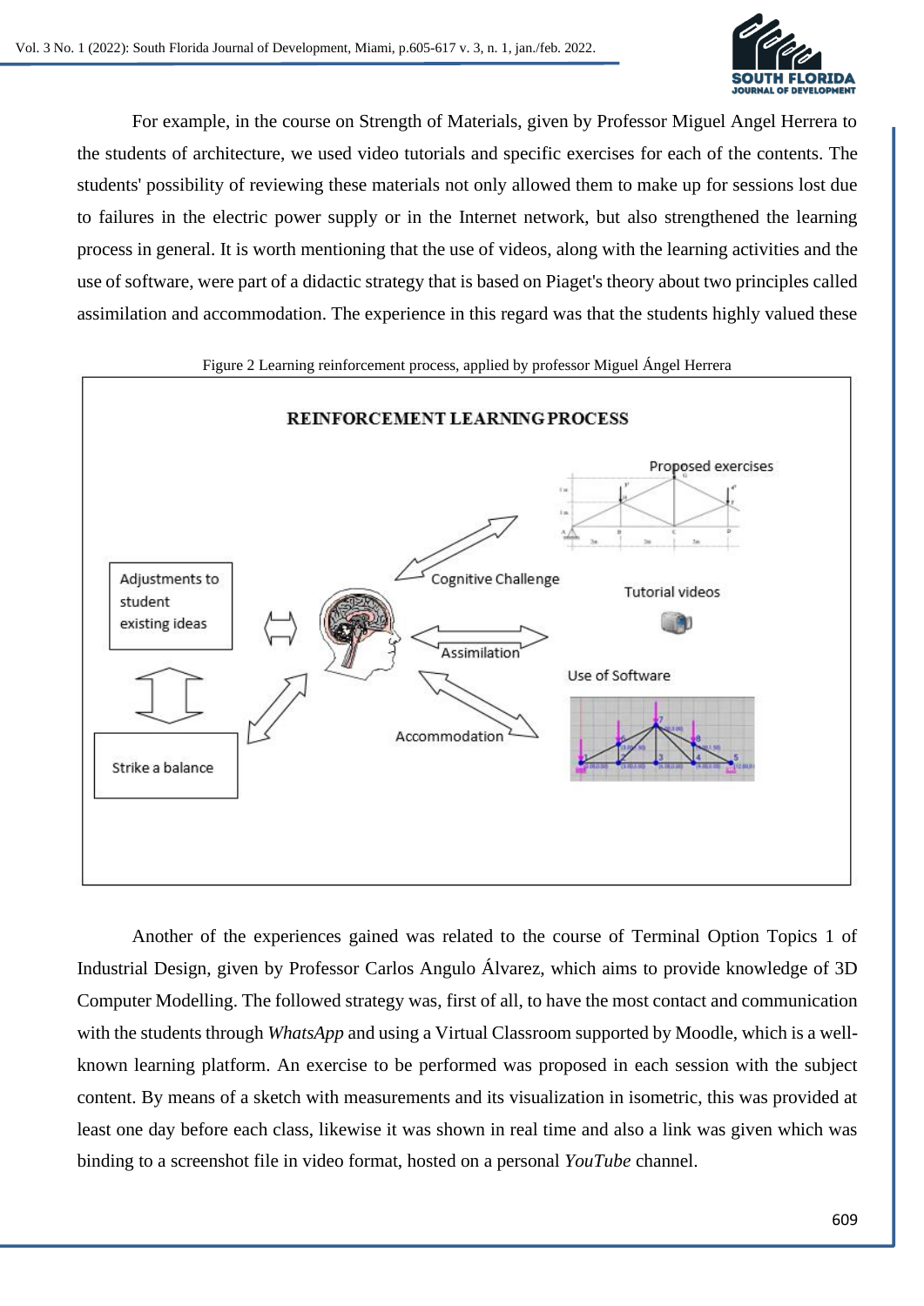For example, in the course on Strength of Materials, given by Professor Miguel Angel Herrera to the students of architecture, we used video tutorials and specific exercises for each of the contents. The students' possibility of reviewing these materials not only allowed them to make up for sessions lost due to failures in the electric power supply or in the Internet network, but also strengthened the learning process in general. It is worth mentioning that the use of videos, along with the learning activities and the use of software, were part of a didactic strategy that is based on Piaget's theory about two principles called assimilation and accommodation. The experience in this regard was that the students highly valued these

Figure 2 Learning reinforcement process, applied by professor Miguel Ángel Herrera

Another of the experiences gained was related to the course of Terminal Option Topics 1 of Industrial Design, given by Professor Carlos Angulo Álvarez, which aims to provide knowledge of 3D Computer Modelling. The followed strategy was, first of all, to have the most contact and communication with the students through *WhatsApp* and using a Virtual Classroom supported by Moodle, which is a well-known learning platform. An exercise to be performed was proposed in each session with the subject content. By means of a sketch with measurements and its visualization in isometric, this was provided at least one day before each class, likewise it was shown in real time and also a link was given which was binding to a screenshot file in video format, hosted on a personal *YouTube* channel.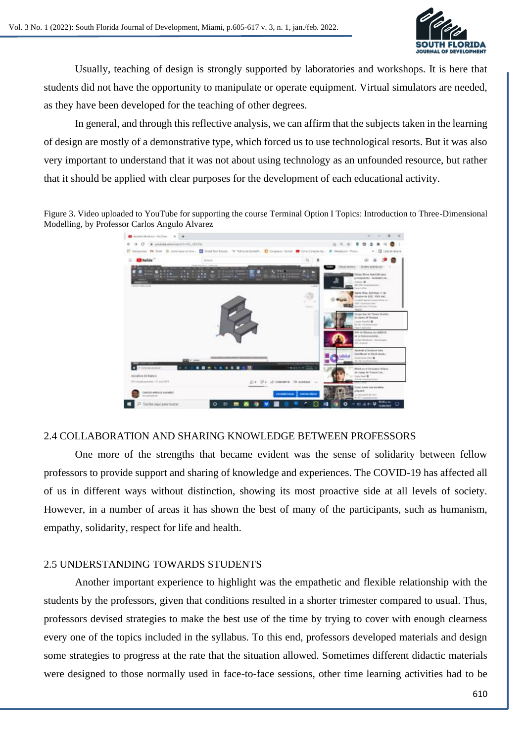Usually, teaching of design is strongly supported by laboratories and workshops. It is here that students did not have the opportunity to manipulate or operate equipment. Virtual simulators are needed, as they have been developed for the teaching of other degrees.

In general, and through this reflective analysis, we can affirm that the subjects taken in the learning of design are mostly of a demonstrative type, which forced us to use technological resorts. But it was also very important to understand that it was not about using technology as an unfounded resource, but rather that it should be applied with clear purposes for the development of each educational activity.

Figure 3. Video uploaded to YouTube for supporting the course Terminal Option I Topics: Introduction to Three-Dimensional Modelling, by Professor Carlos Angulo Alvarez

## 2.4 COLLABORATION AND SHARING KNOWLEDGE BETWEEN PROFESSORS

One more of the strengths that became evident was the sense of solidarity between fellow professors to provide support and sharing of knowledge and experiences. The COVID-19 has affected all of us in different ways without distinction, showing its most proactive side at all levels of society. However, in a number of areas it has shown the best of many of the participants, such as humanism, empathy, solidarity, respect for life and health.

## 2.5 UNDERSTANDING TOWARDS STUDENTS

Another important experience to highlight was the empathetic and flexible relationship with the students by the professors, given that conditions resulted in a shorter trimester compared to usual. Thus, professors devised strategies to make the best use of the time by trying to cover with enough clearness every one of the topics included in the syllabus. To this end, professors developed materials and design some strategies to progress at the rate that the situation allowed. Sometimes different didactic materials were designed to those normally used in face-to-face sessions, other time learning activities had to be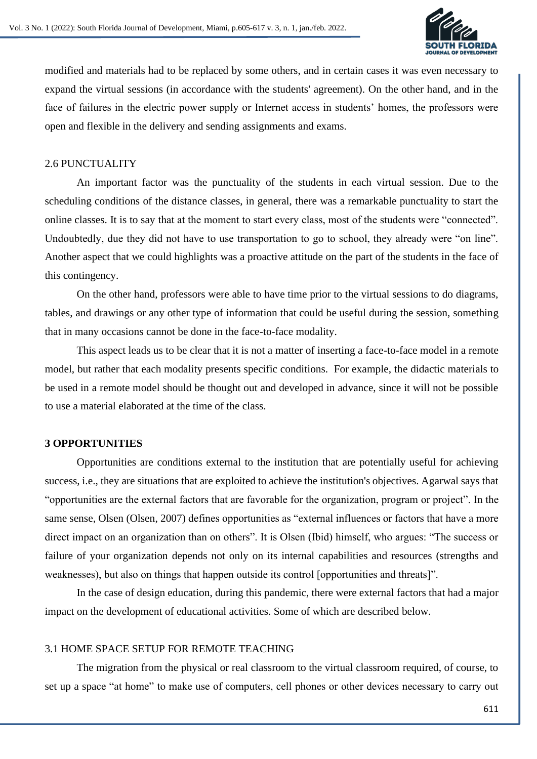modified and materials had to be replaced by some others, and in certain cases it was even necessary to expand the virtual sessions (in accordance with the students' agreement). On the other hand, and in the face of failures in the electric power supply or Internet access in students' homes, the professors were open and flexible in the delivery and sending assignments and exams.

### 2.6 PUNCTUALITY

An important factor was the punctuality of the students in each virtual session. Due to the scheduling conditions of the distance classes, in general, there was a remarkable punctuality to start the online classes. It is to say that at the moment to start every class, most of the students were "connected". Undoubtedly, due they did not have to use transportation to go to school, they already were "on line". Another aspect that we could highlights was a proactive attitude on the part of the students in the face of this contingency.

On the other hand, professors were able to have time prior to the virtual sessions to do diagrams, tables, and drawings or any other type of information that could be useful during the session, something that in many occasions cannot be done in the face-to-face modality.

This aspect leads us to be clear that it is not a matter of inserting a face-to-face model in a remote model, but rather that each modality presents specific conditions. For example, the didactic materials to be used in a remote model should be thought out and developed in advance, since it will not be possible to use a material elaborated at the time of the class.

## 3 OPPORTUNITIES

Opportunities are conditions external to the institution that are potentially useful for achieving success, i.e., they are situations that are exploited to achieve the institution's objectives. Agarwal says that "opportunities are the external factors that are favorable for the organization, program or project". In the same sense, Olsen (Olsen, 2007) defines opportunities as "external influences or factors that have a more direct impact on an organization than on others". It is Olsen (Ibid) himself, who argues: "The success or failure of your organization depends not only on its internal capabilities and resources (strengths and weaknesses), but also on things that happen outside its control [opportunities and threats]".

In the case of design education, during this pandemic, there were external factors that had a major impact on the development of educational activities. Some of which are described below.

### 3.1 HOME SPACE SETUP FOR REMOTE TEACHING

The migration from the physical or real classroom to the virtual classroom required, of course, to set up a space "at home" to make use of computers, cell phones or other devices necessary to carry out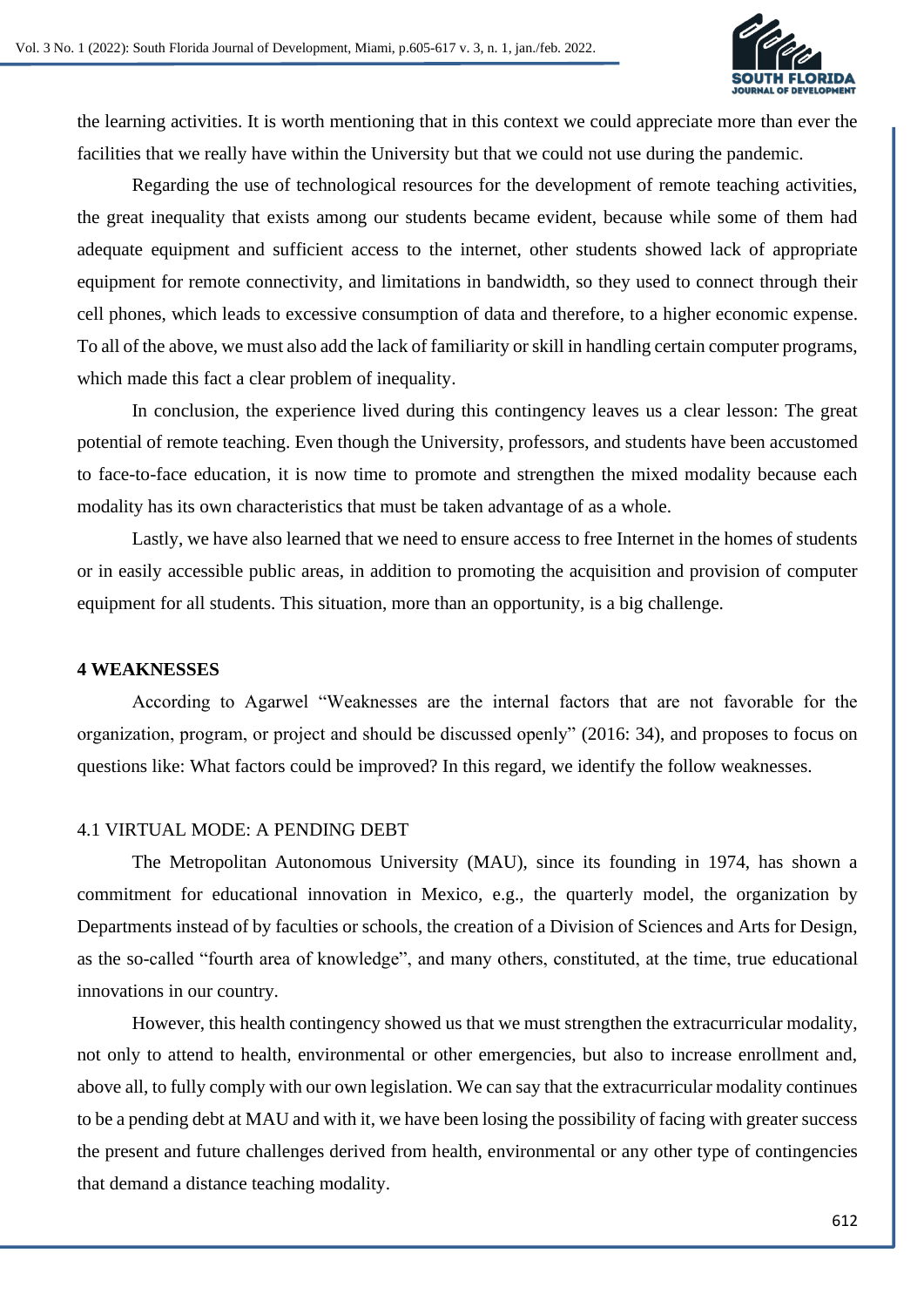the learning activities. It is worth mentioning that in this context we could appreciate more than ever the facilities that we really have within the University but that we could not use during the pandemic.

Regarding the use of technological resources for the development of remote teaching activities, the great inequality that exists among our students became evident, because while some of them had adequate equipment and sufficient access to the internet, other students showed lack of appropriate equipment for remote connectivity, and limitations in bandwidth, so they used to connect through their cell phones, which leads to excessive consumption of data and therefore, to a higher economic expense. To all of the above, we must also add the lack of familiarity or skill in handling certain computer programs, which made this fact a clear problem of inequality.

In conclusion, the experience lived during this contingency leaves us a clear lesson: The great potential of remote teaching. Even though the University, professors, and students have been accustomed to face-to-face education, it is now time to promote and strengthen the mixed modality because each modality has its own characteristics that must be taken advantage of as a whole.

Lastly, we have also learned that we need to ensure access to free Internet in the homes of students or in easily accessible public areas, in addition to promoting the acquisition and provision of computer equipment for all students. This situation, more than an opportunity, is a big challenge.

## 4 WEAKNESSES

According to Agarwel "Weaknesses are the internal factors that are not favorable for the organization, program, or project and should be discussed openly" (2016: 34), and proposes to focus on questions like: What factors could be improved? In this regard, we identify the follow weaknesses.

### 4.1 VIRTUAL MODE: A PENDING DEBT

The Metropolitan Autonomous University (MAU), since its founding in 1974, has shown a commitment for educational innovation in Mexico, e.g., the quarterly model, the organization by Departments instead of by faculties or schools, the creation of a Division of Sciences and Arts for Design, as the so-called "fourth area of knowledge", and many others, constituted, at the time, true educational innovations in our country.

However, this health contingency showed us that we must strengthen the extracurricular modality, not only to attend to health, environmental or other emergencies, but also to increase enrollment and, above all, to fully comply with our own legislation. We can say that the extracurricular modality continues to be a pending debt at MAU and with it, we have been losing the possibility of facing with greater success the present and future challenges derived from health, environmental or any other type of contingencies that demand a distance teaching modality.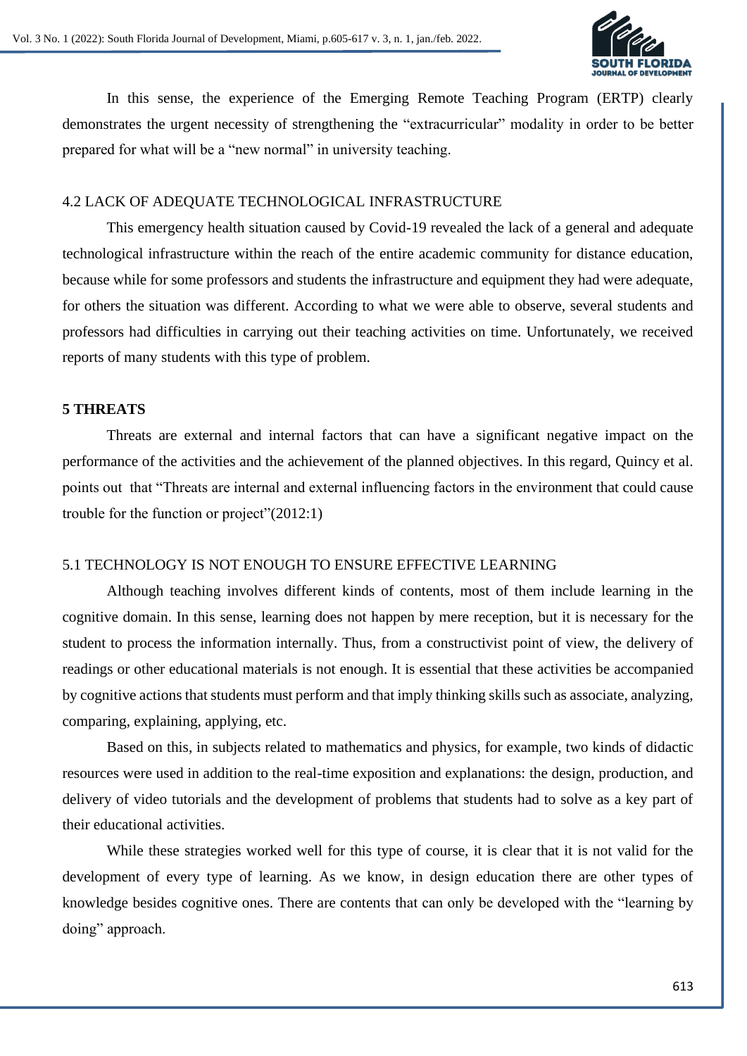In this sense, the experience of the Emerging Remote Teaching Program (ERTP) clearly demonstrates the urgent necessity of strengthening the "extracurricular" modality in order to be better prepared for what will be a "new normal" in university teaching.

### 4.2 LACK OF ADEQUATE TECHNOLOGICAL INFRASTRUCTURE

This emergency health situation caused by Covid-19 revealed the lack of a general and adequate technological infrastructure within the reach of the entire academic community for distance education, because while for some professors and students the infrastructure and equipment they had were adequate, for others the situation was different. According to what we were able to observe, several students and professors had difficulties in carrying out their teaching activities on time. Unfortunately, we received reports of many students with this type of problem.

## 5 THREATS

Threats are external and internal factors that can have a significant negative impact on the performance of the activities and the achievement of the planned objectives. In this regard, Quincy et al. points out that "Threats are internal and external influencing factors in the environment that could cause trouble for the function or project"(2012:1)

### 5.1 TECHNOLOGY IS NOT ENOUGH TO ENSURE EFFECTIVE LEARNING

Although teaching involves different kinds of contents, most of them include learning in the cognitive domain. In this sense, learning does not happen by mere reception, but it is necessary for the student to process the information internally. Thus, from a constructivist point of view, the delivery of readings or other educational materials is not enough. It is essential that these activities be accompanied by cognitive actions that students must perform and that imply thinking skills such as associate, analyzing, comparing, explaining, applying, etc.

Based on this, in subjects related to mathematics and physics, for example, two kinds of didactic resources were used in addition to the real-time exposition and explanations: the design, production, and delivery of video tutorials and the development of problems that students had to solve as a key part of their educational activities.

While these strategies worked well for this type of course, it is clear that it is not valid for the development of every type of learning. As we know, in design education there are other types of knowledge besides cognitive ones. There are contents that can only be developed with the "learning by doing" approach.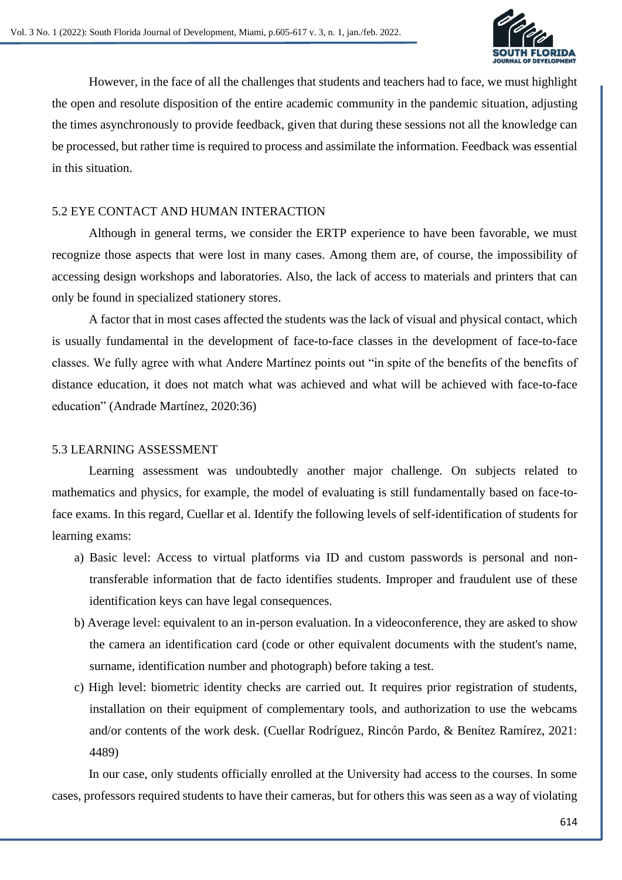However, in the face of all the challenges that students and teachers had to face, we must highlight the open and resolute disposition of the entire academic community in the pandemic situation, adjusting the times asynchronously to provide feedback, given that during these sessions not all the knowledge can be processed, but rather time is required to process and assimilate the information. Feedback was essential in this situation.

### 5.2 EYE CONTACT AND HUMAN INTERACTION

Although in general terms, we consider the ERTP experience to have been favorable, we must recognize those aspects that were lost in many cases. Among them are, of course, the impossibility of accessing design workshops and laboratories. Also, the lack of access to materials and printers that can only be found in specialized stationery stores.

A factor that in most cases affected the students was the lack of visual and physical contact, which is usually fundamental in the development of face-to-face classes in the development of face-to-face classes. We fully agree with what Andere Martínez points out "in spite of the benefits of the benefits of distance education, it does not match what was achieved and what will be achieved with face-to-face education" (Andrade Martínez, 2020:36)

### 5.3 LEARNING ASSESSMENT

Learning assessment was undoubtedly another major challenge. On subjects related to mathematics and physics, for example, the model of evaluating is still fundamentally based on face-to-face exams. In this regard, Cuellar et al. Identify the following levels of self-identification of students for learning exams:

a) Basic level: Access to virtual platforms via ID and custom passwords is personal and non-transferable information that de facto identifies students. Improper and fraudulent use of these identification keys can have legal consequences.
b) Average level: equivalent to an in-person evaluation. In a videoconference, they are asked to show the camera an identification card (code or other equivalent documents with the student's name, surname, identification number and photograph) before taking a test.
c) High level: biometric identity checks are carried out. It requires prior registration of students, installation on their equipment of complementary tools, and authorization to use the webcams and/or contents of the work desk. (Cuellar Rodríguez, Rincón Pardo, & Benítez Ramírez, 2021: 4489)

In our case, only students officially enrolled at the University had access to the courses. In some cases, professors required students to have their cameras, but for others this was seen as a way of violating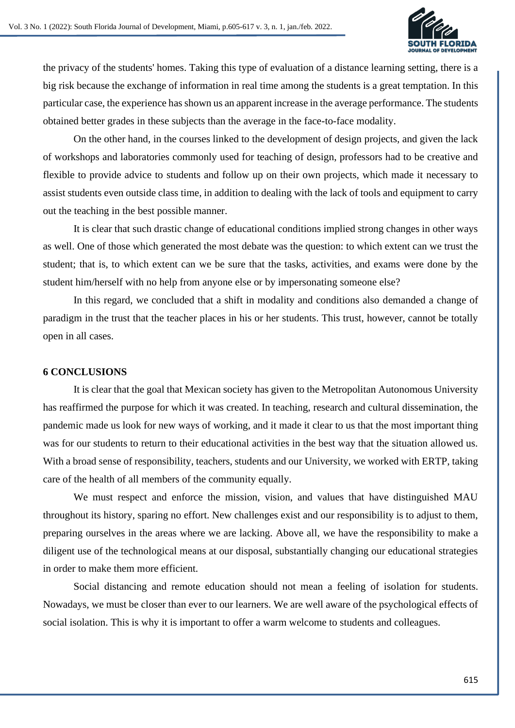the privacy of the students' homes. Taking this type of evaluation of a distance learning setting, there is a big risk because the exchange of information in real time among the students is a great temptation. In this particular case, the experience has shown us an apparent increase in the average performance. The students obtained better grades in these subjects than the average in the face-to-face modality.

On the other hand, in the courses linked to the development of design projects, and given the lack of workshops and laboratories commonly used for teaching of design, professors had to be creative and flexible to provide advice to students and follow up on their own projects, which made it necessary to assist students even outside class time, in addition to dealing with the lack of tools and equipment to carry out the teaching in the best possible manner.

It is clear that such drastic change of educational conditions implied strong changes in other ways as well. One of those which generated the most debate was the question: to which extent can we trust the student; that is, to which extent can we be sure that the tasks, activities, and exams were done by the student him/herself with no help from anyone else or by impersonating someone else?

In this regard, we concluded that a shift in modality and conditions also demanded a change of paradigm in the trust that the teacher places in his or her students. This trust, however, cannot be totally open in all cases.

## 6 CONCLUSIONS

It is clear that the goal that Mexican society has given to the Metropolitan Autonomous University has reaffirmed the purpose for which it was created. In teaching, research and cultural dissemination, the pandemic made us look for new ways of working, and it made it clear to us that the most important thing was for our students to return to their educational activities in the best way that the situation allowed us. With a broad sense of responsibility, teachers, students and our University, we worked with ERTP, taking care of the health of all members of the community equally.

We must respect and enforce the mission, vision, and values that have distinguished MAU throughout its history, sparing no effort. New challenges exist and our responsibility is to adjust to them, preparing ourselves in the areas where we are lacking. Above all, we have the responsibility to make a diligent use of the technological means at our disposal, substantially changing our educational strategies in order to make them more efficient.

Social distancing and remote education should not mean a feeling of isolation for students. Nowadays, we must be closer than ever to our learners. We are well aware of the psychological effects of social isolation. This is why it is important to offer a warm welcome to students and colleagues.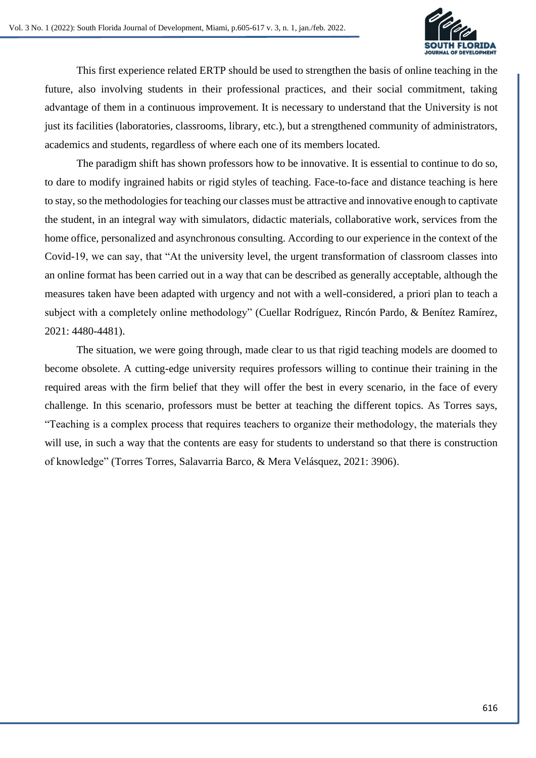This first experience related ERTP should be used to strengthen the basis of online teaching in the future, also involving students in their professional practices, and their social commitment, taking advantage of them in a continuous improvement. It is necessary to understand that the University is not just its facilities (laboratories, classrooms, library, etc.), but a strengthened community of administrators, academics and students, regardless of where each one of its members located.

The paradigm shift has shown professors how to be innovative. It is essential to continue to do so, to dare to modify ingrained habits or rigid styles of teaching. Face-to-face and distance teaching is here to stay, so the methodologies for teaching our classes must be attractive and innovative enough to captivate the student, in an integral way with simulators, didactic materials, collaborative work, services from the home office, personalized and asynchronous consulting. According to our experience in the context of the Covid-19, we can say, that "At the university level, the urgent transformation of classroom classes into an online format has been carried out in a way that can be described as generally acceptable, although the measures taken have been adapted with urgency and not with a well-considered, a priori plan to teach a subject with a completely online methodology" (Cuellar Rodríguez, Rincón Pardo, & Benítez Ramírez, 2021: 4480-4481).

The situation, we were going through, made clear to us that rigid teaching models are doomed to become obsolete. A cutting-edge university requires professors willing to continue their training in the required areas with the firm belief that they will offer the best in every scenario, in the face of every challenge. In this scenario, professors must be better at teaching the different topics. As Torres says, "Teaching is a complex process that requires teachers to organize their methodology, the materials they will use, in such a way that the contents are easy for students to understand so that there is construction of knowledge" (Torres Torres, Salavarria Barco, & Mera Velásquez, 2021: 3906).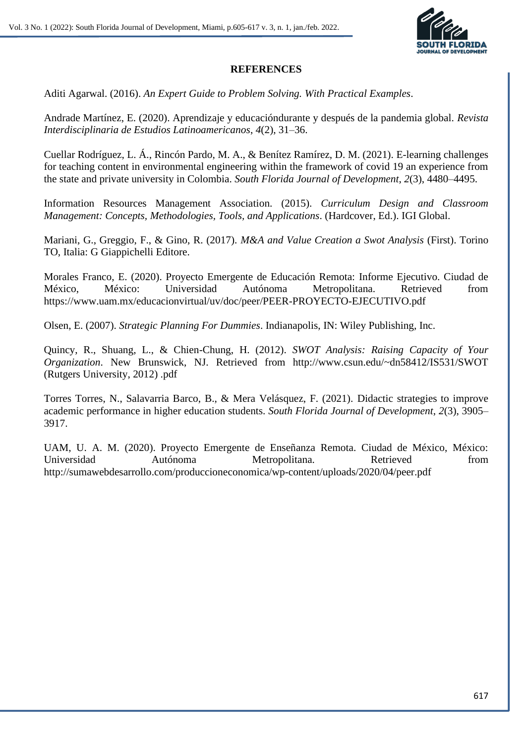## REFERENCES

Aditi Agarwal. (2016). *An Expert Guide to Problem Solving. With Practical Examples*.

Andrade Martínez, E. (2020). Aprendizaje y educacióndurante y después de la pandemia global. *Revista Interdisciplinaria de Estudios Latinoamericanos*, *4*(2), 31–36.

Cuellar Rodríguez, L. Á., Rincón Pardo, M. A., & Benítez Ramírez, D. M. (2021). E-learning challenges for teaching content in environmental engineering within the framework of covid 19 an experience from the state and private university in Colombia. *South Florida Journal of Development*, *2*(3), 4480–4495.

Information Resources Management Association. (2015). *Curriculum Design and Classroom Management: Concepts, Methodologies, Tools, and Applications*. (Hardcover, Ed.). IGI Global.

Mariani, G., Greggio, F., & Gino, R. (2017). *M&A and Value Creation a Swot Analysis* (First). Torino TO, Italia: G Giappichelli Editore.

Morales Franco, E. (2020). Proyecto Emergente de Educación Remota: Informe Ejecutivo. Ciudad de México, México: Universidad Autónoma Metropolitana. Retrieved from https://www.uam.mx/educacionvirtual/uv/doc/peer/PEER-PROYECTO-EJECUTIVO.pdf

Olsen, E. (2007). *Strategic Planning For Dummies*. Indianapolis, IN: Wiley Publishing, Inc.

Quincy, R., Shuang, L., & Chien-Chung, H. (2012). *SWOT Analysis: Raising Capacity of Your Organization*. New Brunswick, NJ. Retrieved from http://www.csun.edu/~dn58412/IS531/SWOT (Rutgers University, 2012) .pdf

Torres Torres, N., Salavarria Barco, B., & Mera Velásquez, F. (2021). Didactic strategies to improve academic performance in higher education students. *South Florida Journal of Development*, *2*(3), 3905–3917.

UAM, U. A. M. (2020). Proyecto Emergente de Enseñanza Remota. Ciudad de México, México: Universidad Autónoma Metropolitana. Retrieved from http://sumawebdesarrollo.com/produccioneconomica/wp-content/uploads/2020/04/peer.pdf